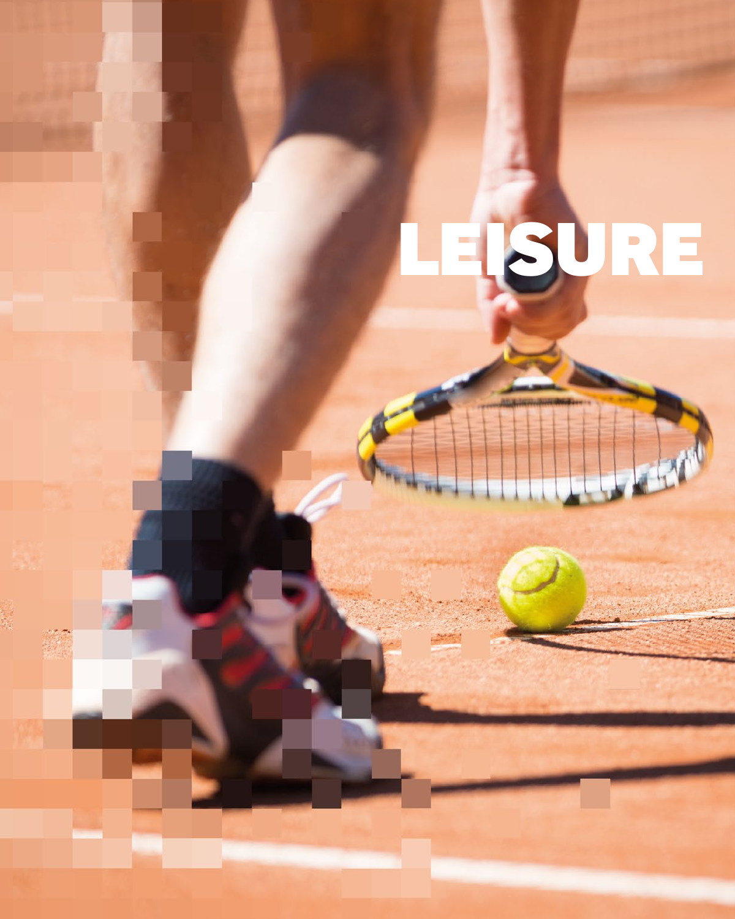# LEISURE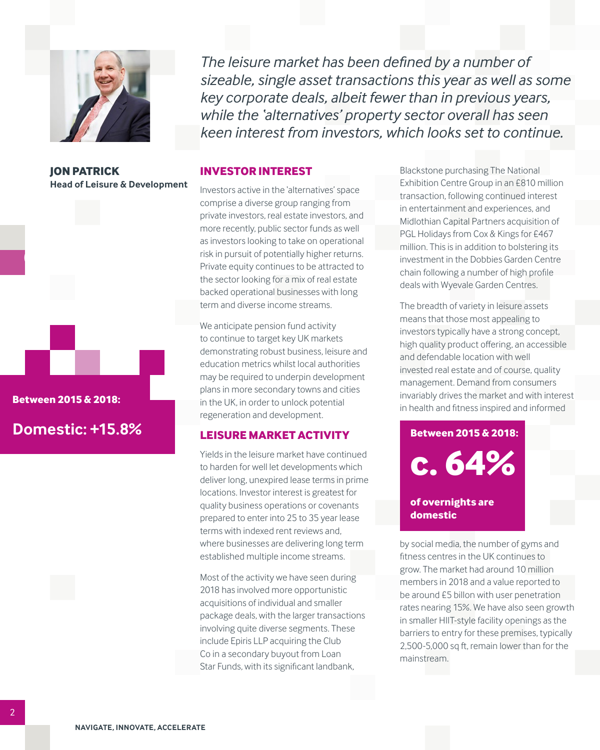*The leisure market has been defined by a number of sizeable, single asset transactions this year as well as some key corporate deals, albeit fewer than in previous years, while the 'alternatives' property sector overall has seen keen interest from investors, which looks set to continue.*

**JON PATRICK**
**Head of Leisure & Development**

**Between 2015 & 2018:**

**Domestic: +15.8%**

## INVESTOR INTEREST

Investors active in the 'alternatives' space comprise a diverse group ranging from private investors, real estate investors, and more recently, public sector funds as well as investors looking to take on operational risk in pursuit of potentially higher returns. Private equity continues to be attracted to the sector looking for a mix of real estate backed operational businesses with long term and diverse income streams.

We anticipate pension fund activity to continue to target key UK markets demonstrating robust business, leisure and education metrics whilst local authorities may be required to underpin development plans in more secondary towns and cities in the UK, in order to unlock potential regeneration and development.

## LEISURE MARKET ACTIVITY

Yields in the leisure market have continued to harden for well let developments which deliver long, unexpired lease terms in prime locations. Investor interest is greatest for quality business operations or covenants prepared to enter into 25 to 35 year lease terms with indexed rent reviews and, where businesses are delivering long term established multiple income streams.

Most of the activity we have seen during 2018 has involved more opportunistic acquisitions of individual and smaller package deals, with the larger transactions involving quite diverse segments. These include Epiris LLP acquiring the Club Co in a secondary buyout from Loan Star Funds, with its significant landbank, Blackstone purchasing The National Exhibition Centre Group in an £810 million transaction, following continued interest in entertainment and experiences, and Midlothian Capital Partners acquisition of PGL Holidays from Cox & Kings for £467 million. This is in addition to bolstering its investment in the Dobbies Garden Centre chain following a number of high profile deals with Wyevale Garden Centres.

The breadth of variety in leisure assets means that those most appealing to investors typically have a strong concept, high quality product offering, an accessible and defendable location with well invested real estate and of course, quality management. Demand from consumers invariably drives the market and with interest in health and fitness inspired and informed by social media, the number of gyms and fitness centres in the UK continues to grow. The market had around 10 million members in 2018 and a value reported to be around £5 billon with user penetration rates nearing 15%. We have also seen growth in smaller HIIT-style facility openings as the barriers to entry for these premises, typically 2,500-5,000 sq ft, remain lower than for the mainstream.

**Between 2015 & 2018:**

**c. 64%**

**of overnights are domestic**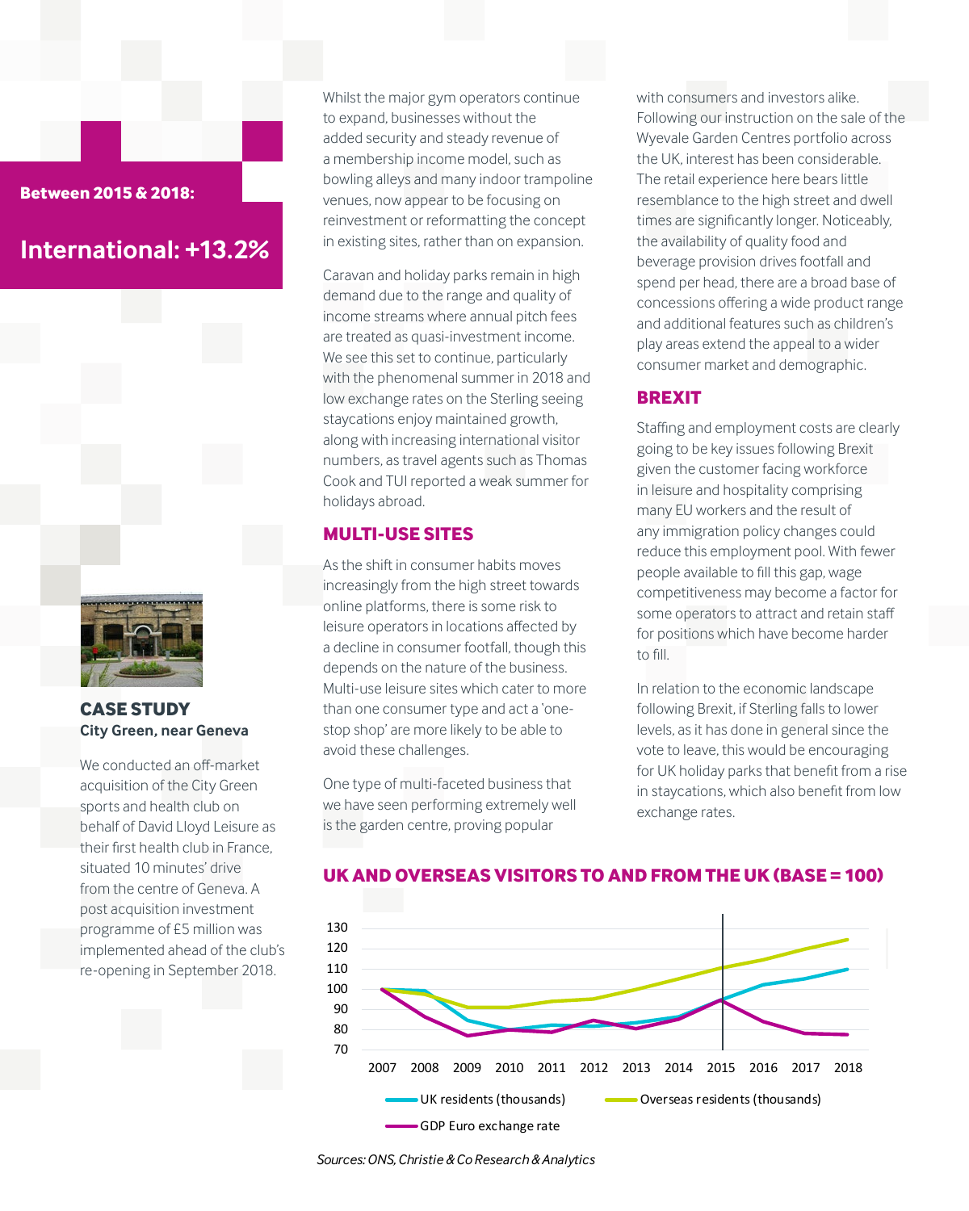**Between 2015 & 2018:**

## International: +13.2%

### CASE STUDY

**City Green, near Geneva**

We conducted an off-market acquisition of the City Green sports and health club on behalf of David Lloyd Leisure as their first health club in France, situated 10 minutes' drive from the centre of Geneva. A post acquisition investment programme of £5 million was implemented ahead of the club's re-opening in September 2018.

Whilst the major gym operators continue to expand, businesses without the added security and steady revenue of a membership income model, such as bowling alleys and many indoor trampoline venues, now appear to be focusing on reinvestment or reformatting the concept in existing sites, rather than on expansion.

Caravan and holiday parks remain in high demand due to the range and quality of income streams where annual pitch fees are treated as quasi-investment income. We see this set to continue, particularly with the phenomenal summer in 2018 and low exchange rates on the Sterling seeing staycations enjoy maintained growth, along with increasing international visitor numbers, as travel agents such as Thomas Cook and TUI reported a weak summer for holidays abroad.

## MULTI-USE SITES

As the shift in consumer habits moves increasingly from the high street towards online platforms, there is some risk to leisure operators in locations affected by a decline in consumer footfall, though this depends on the nature of the business. Multi-use leisure sites which cater to more than one consumer type and act a 'one-stop shop' are more likely to be able to avoid these challenges.

One type of multi-faceted business that we have seen performing extremely well is the garden centre, proving popular with consumers and investors alike. Following our instruction on the sale of the Wyevale Garden Centres portfolio across the UK, interest has been considerable. The retail experience here bears little resemblance to the high street and dwell times are significantly longer. Noticeably, the availability of quality food and beverage provision drives footfall and spend per head, there are a broad base of concessions offering a wide product range and additional features such as children's play areas extend the appeal to a wider consumer market and demographic.

## BREXIT

Staffing and employment costs are clearly going to be key issues following Brexit given the customer facing workforce in leisure and hospitality comprising many EU workers and the result of any immigration policy changes could reduce this employment pool. With fewer people available to fill this gap, wage competitiveness may become a factor for some operators to attract and retain staff for positions which have become harder to fill.

In relation to the economic landscape following Brexit, if Sterling falls to lower levels, as it has done in general since the vote to leave, this would be encouraging for UK holiday parks that benefit from a rise in staycations, which also benefit from low exchange rates.

## UK AND OVERSEAS VISITORS TO AND FROM THE UK (BASE = 100)

Legend: UK residents (thousands); Overseas residents (thousands); GDP Euro exchange rate

*Sources: ONS, Christie & Co Research & Analytics*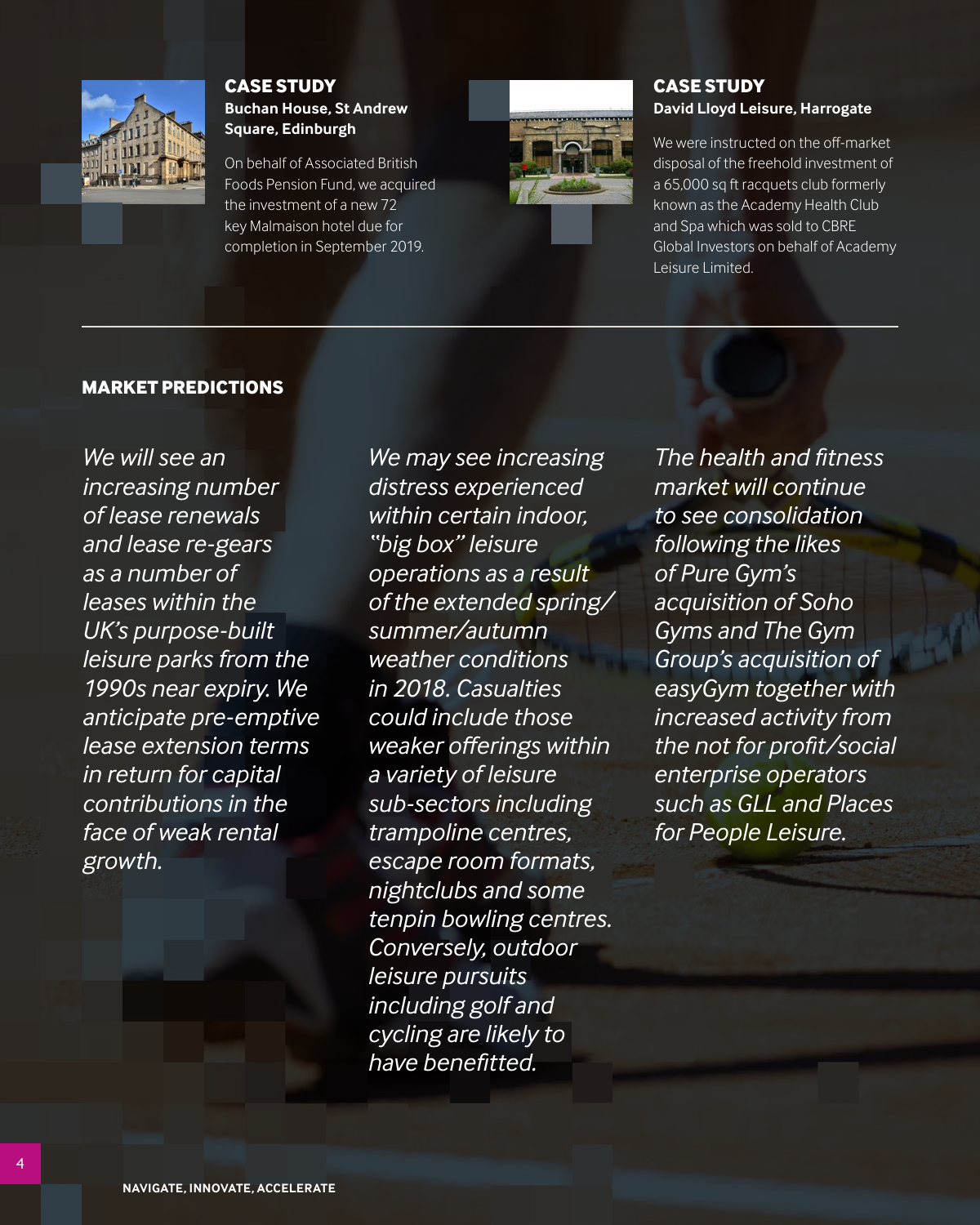## CASE STUDY

**Buchan House, St Andrew Square, Edinburgh**

On behalf of Associated British Foods Pension Fund, we acquired the investment of a new 72 key Malmaison hotel due for completion in September 2019.

## CASE STUDY

**David Lloyd Leisure, Harrogate**

We were instructed on the off-market disposal of the freehold investment of a 65,000 sq ft racquets club formerly known as the Academy Health Club and Spa which was sold to CBRE Global Investors on behalf of Academy Leisure Limited.

---

## MARKET PREDICTIONS

*We will see an increasing number of lease renewals and lease re-gears as a number of leases within the UK's purpose-built leisure parks from the 1990s near expiry. We anticipate pre-emptive lease extension terms in return for capital contributions in the face of weak rental growth.*

*We may see increasing distress experienced within certain indoor, "big box" leisure operations as a result of the extended spring/summer/autumn weather conditions in 2018. Casualties could include those weaker offerings within a variety of leisure sub-sectors including trampoline centres, escape room formats, nightclubs and some tenpin bowling centres. Conversely, outdoor leisure pursuits including golf and cycling are likely to have benefitted.*

*The health and fitness market will continue to see consolidation following the likes of Pure Gym's acquisition of Soho Gyms and The Gym Group's acquisition of easyGym together with increased activity from the not for profit/social enterprise operators such as GLL and Places for People Leisure.*